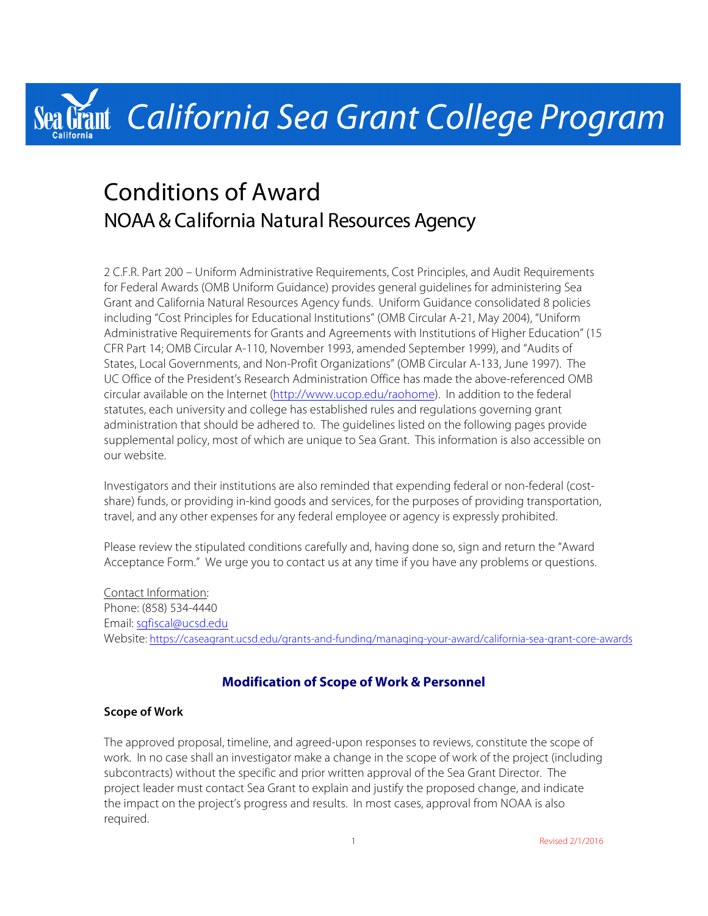# California Sea Grant College Program

# Conditions of Award

## NOAA & California Natural Resources Agency

2 C.F.R. Part 200 – Uniform Administrative Requirements, Cost Principles, and Audit Requirements for Federal Awards (OMB Uniform Guidance) provides general guidelines for administering Sea Grant and California Natural Resources Agency funds. Uniform Guidance consolidated 8 policies including "Cost Principles for Educational Institutions" (OMB Circular A-21, May 2004), "Uniform Administrative Requirements for Grants and Agreements with Institutions of Higher Education" (15 CFR Part 14; OMB Circular A-110, November 1993, amended September 1999), and "Audits of States, Local Governments, and Non-Profit Organizations" (OMB Circular A-133, June 1997). The UC Office of the President's Research Administration Office has made the above-referenced OMB circular available on the Internet (http://www.ucop.edu/raohome). In addition to the federal statutes, each university and college has established rules and regulations governing grant administration that should be adhered to. The guidelines listed on the following pages provide supplemental policy, most of which are unique to Sea Grant. This information is also accessible on our website.

Investigators and their institutions are also reminded that expending federal or non-federal (cost-share) funds, or providing in-kind goods and services, for the purposes of providing transportation, travel, and any other expenses for any federal employee or agency is expressly prohibited.

Please review the stipulated conditions carefully and, having done so, sign and return the "Award Acceptance Form." We urge you to contact us at any time if you have any problems or questions.

Contact Information:
Phone: (858) 534-4440
Email: sgfiscal@ucsd.edu
Website: https://caseagrant.ucsd.edu/grants-and-funding/managing-your-award/california-sea-grant-core-awards

## Modification of Scope of Work & Personnel

### Scope of Work

The approved proposal, timeline, and agreed-upon responses to reviews, constitute the scope of work. In no case shall an investigator make a change in the scope of work of the project (including subcontracts) without the specific and prior written approval of the Sea Grant Director. The project leader must contact Sea Grant to explain and justify the proposed change, and indicate the impact on the project's progress and results. In most cases, approval from NOAA is also required.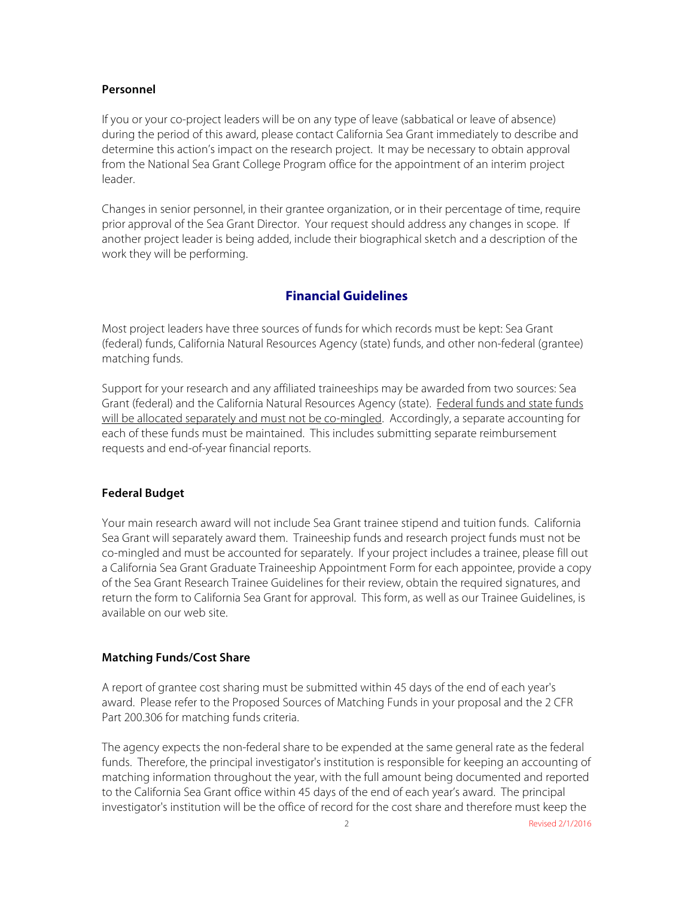### Personnel

If you or your co-project leaders will be on any type of leave (sabbatical or leave of absence) during the period of this award, please contact California Sea Grant immediately to describe and determine this action's impact on the research project. It may be necessary to obtain approval from the National Sea Grant College Program office for the appointment of an interim project leader.

Changes in senior personnel, in their grantee organization, or in their percentage of time, require prior approval of the Sea Grant Director. Your request should address any changes in scope. If another project leader is being added, include their biographical sketch and a description of the work they will be performing.

## Financial Guidelines

Most project leaders have three sources of funds for which records must be kept: Sea Grant (federal) funds, California Natural Resources Agency (state) funds, and other non-federal (grantee) matching funds.

Support for your research and any affiliated traineeships may be awarded from two sources: Sea Grant (federal) and the California Natural Resources Agency (state). Federal funds and state funds will be allocated separately and must not be co-mingled. Accordingly, a separate accounting for each of these funds must be maintained. This includes submitting separate reimbursement requests and end-of-year financial reports.

### Federal Budget

Your main research award will not include Sea Grant trainee stipend and tuition funds. California Sea Grant will separately award them. Traineeship funds and research project funds must not be co-mingled and must be accounted for separately. If your project includes a trainee, please fill out a California Sea Grant Graduate Traineeship Appointment Form for each appointee, provide a copy of the Sea Grant Research Trainee Guidelines for their review, obtain the required signatures, and return the form to California Sea Grant for approval. This form, as well as our Trainee Guidelines, is available on our web site.

### Matching Funds/Cost Share

A report of grantee cost sharing must be submitted within 45 days of the end of each year's award. Please refer to the Proposed Sources of Matching Funds in your proposal and the 2 CFR Part 200.306 for matching funds criteria.

The agency expects the non-federal share to be expended at the same general rate as the federal funds. Therefore, the principal investigator's institution is responsible for keeping an accounting of matching information throughout the year, with the full amount being documented and reported to the California Sea Grant office within 45 days of the end of each year's award. The principal investigator's institution will be the office of record for the cost share and therefore must keep the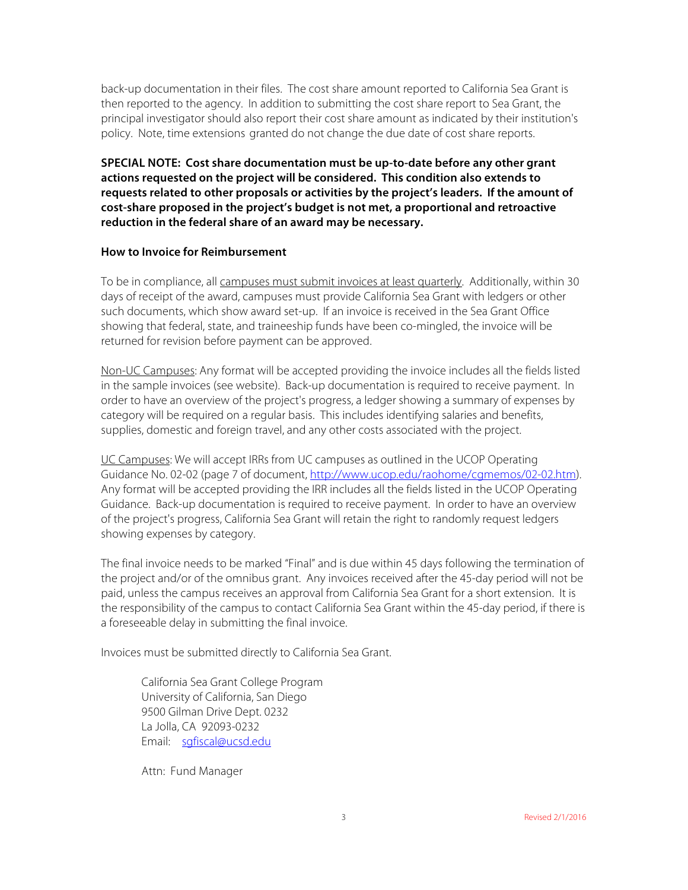back-up documentation in their files. The cost share amount reported to California Sea Grant is then reported to the agency. In addition to submitting the cost share report to Sea Grant, the principal investigator should also report their cost share amount as indicated by their institution's policy. Note, time extensions granted do not change the due date of cost share reports.

**SPECIAL NOTE: Cost share documentation must be up-to-date before any other grant actions requested on the project will be considered. This condition also extends to requests related to other proposals or activities by the project's leaders. If the amount of cost-share proposed in the project's budget is not met, a proportional and retroactive reduction in the federal share of an award may be necessary.**

**How to Invoice for Reimbursement**

To be in compliance, all <u>campuses must submit invoices at least quarterly</u>. Additionally, within 30 days of receipt of the award, campuses must provide California Sea Grant with ledgers or other such documents, which show award set-up. If an invoice is received in the Sea Grant Office showing that federal, state, and traineeship funds have been co-mingled, the invoice will be returned for revision before payment can be approved.

<u>Non-UC Campuses</u>: Any format will be accepted providing the invoice includes all the fields listed in the sample invoices (see website). Back-up documentation is required to receive payment. In order to have an overview of the project's progress, a ledger showing a summary of expenses by category will be required on a regular basis. This includes identifying salaries and benefits, supplies, domestic and foreign travel, and any other costs associated with the project.

<u>UC Campuses</u>: We will accept IRRs from UC campuses as outlined in the UCOP Operating Guidance No. 02-02 (page 7 of document, http://www.ucop.edu/raohome/cgmemos/02-02.htm). Any format will be accepted providing the IRR includes all the fields listed in the UCOP Operating Guidance. Back-up documentation is required to receive payment. In order to have an overview of the project's progress, California Sea Grant will retain the right to randomly request ledgers showing expenses by category.

The final invoice needs to be marked "Final" and is due within 45 days following the termination of the project and/or of the omnibus grant. Any invoices received after the 45-day period will not be paid, unless the campus receives an approval from California Sea Grant for a short extension. It is the responsibility of the campus to contact California Sea Grant within the 45-day period, if there is a foreseeable delay in submitting the final invoice.

Invoices must be submitted directly to California Sea Grant.

California Sea Grant College Program
University of California, San Diego
9500 Gilman Drive Dept. 0232
La Jolla, CA 92093-0232
Email: sgfiscal@ucsd.edu

Attn: Fund Manager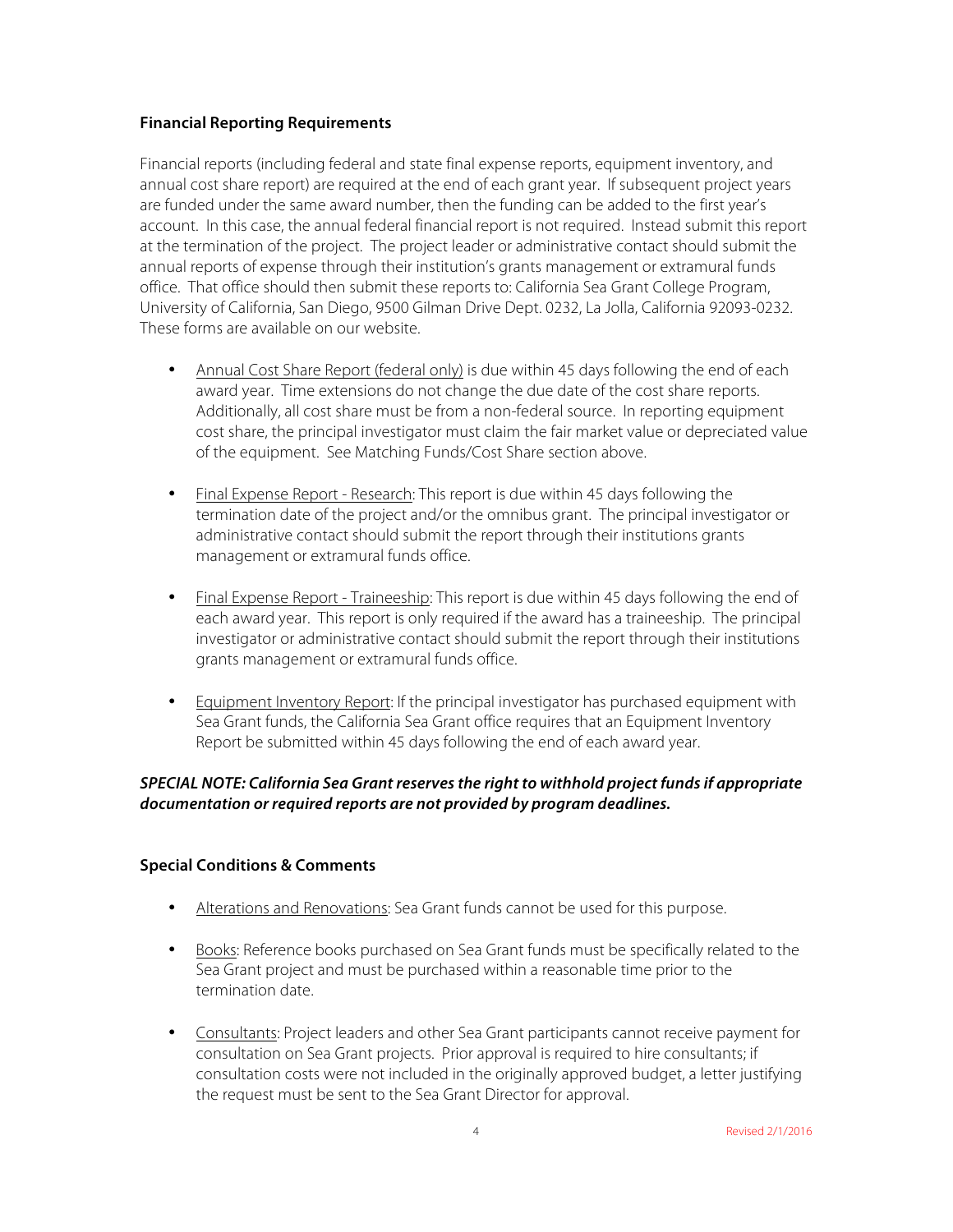### Financial Reporting Requirements

Financial reports (including federal and state final expense reports, equipment inventory, and annual cost share report) are required at the end of each grant year. If subsequent project years are funded under the same award number, then the funding can be added to the first year's account. In this case, the annual federal financial report is not required. Instead submit this report at the termination of the project. The project leader or administrative contact should submit the annual reports of expense through their institution's grants management or extramural funds office. That office should then submit these reports to: California Sea Grant College Program, University of California, San Diego, 9500 Gilman Drive Dept. 0232, La Jolla, California 92093-0232. These forms are available on our website.

- Annual Cost Share Report (federal only) is due within 45 days following the end of each award year. Time extensions do not change the due date of the cost share reports. Additionally, all cost share must be from a non-federal source. In reporting equipment cost share, the principal investigator must claim the fair market value or depreciated value of the equipment. See Matching Funds/Cost Share section above.

- Final Expense Report - Research: This report is due within 45 days following the termination date of the project and/or the omnibus grant. The principal investigator or administrative contact should submit the report through their institutions grants management or extramural funds office.

- Final Expense Report - Traineeship: This report is due within 45 days following the end of each award year. This report is only required if the award has a traineeship. The principal investigator or administrative contact should submit the report through their institutions grants management or extramural funds office.

- Equipment Inventory Report: If the principal investigator has purchased equipment with Sea Grant funds, the California Sea Grant office requires that an Equipment Inventory Report be submitted within 45 days following the end of each award year.

***SPECIAL NOTE: California Sea Grant reserves the right to withhold project funds if appropriate documentation or required reports are not provided by program deadlines.***

### Special Conditions & Comments

- Alterations and Renovations: Sea Grant funds cannot be used for this purpose.

- Books: Reference books purchased on Sea Grant funds must be specifically related to the Sea Grant project and must be purchased within a reasonable time prior to the termination date.

- Consultants: Project leaders and other Sea Grant participants cannot receive payment for consultation on Sea Grant projects. Prior approval is required to hire consultants; if consultation costs were not included in the originally approved budget, a letter justifying the request must be sent to the Sea Grant Director for approval.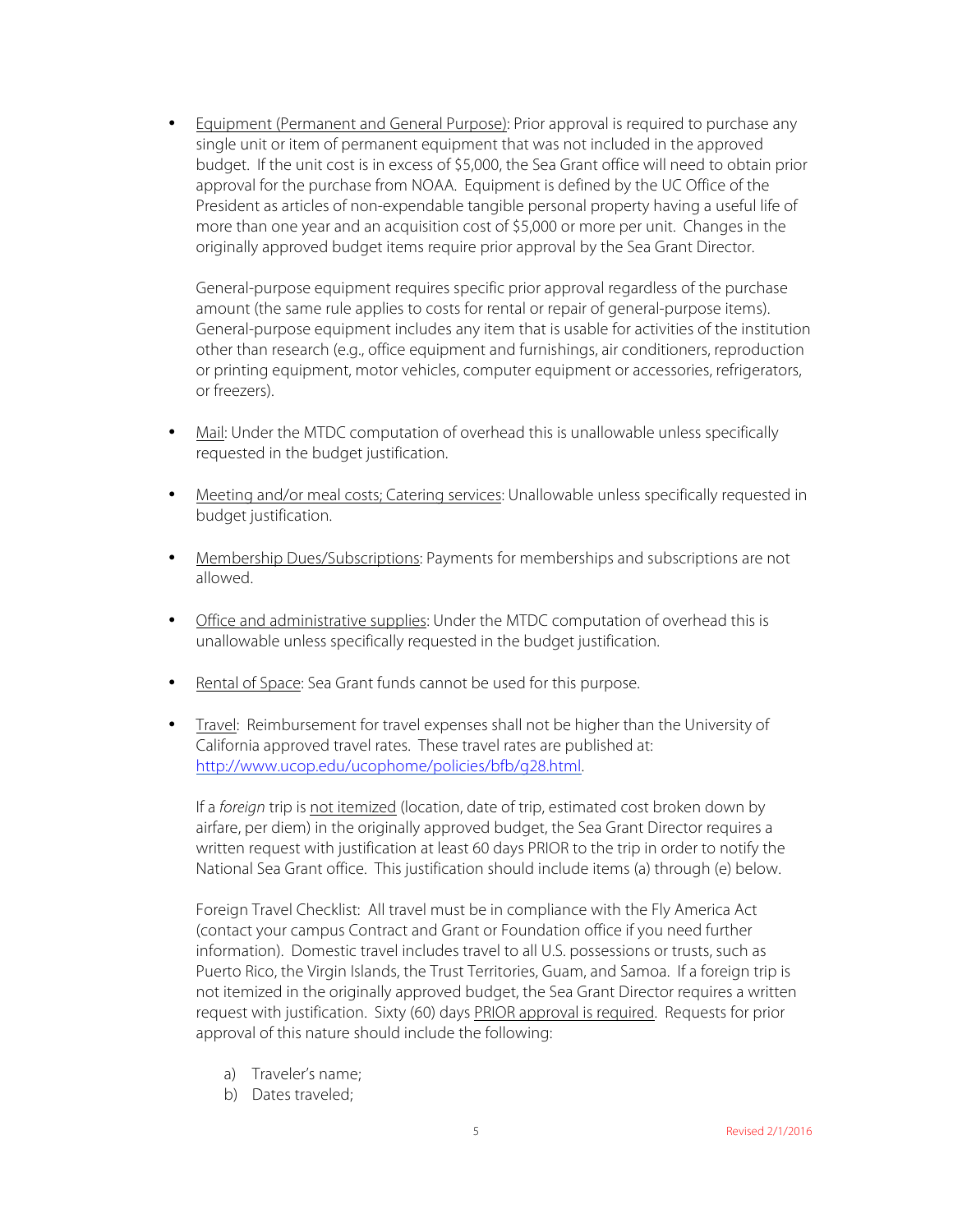- Equipment (Permanent and General Purpose): Prior approval is required to purchase any single unit or item of permanent equipment that was not included in the approved budget. If the unit cost is in excess of $5,000, the Sea Grant office will need to obtain prior approval for the purchase from NOAA. Equipment is defined by the UC Office of the President as articles of non-expendable tangible personal property having a useful life of more than one year and an acquisition cost of $5,000 or more per unit. Changes in the originally approved budget items require prior approval by the Sea Grant Director.

  General-purpose equipment requires specific prior approval regardless of the purchase amount (the same rule applies to costs for rental or repair of general-purpose items). General-purpose equipment includes any item that is usable for activities of the institution other than research (e.g., office equipment and furnishings, air conditioners, reproduction or printing equipment, motor vehicles, computer equipment or accessories, refrigerators, or freezers).

- Mail: Under the MTDC computation of overhead this is unallowable unless specifically requested in the budget justification.

- Meeting and/or meal costs; Catering services: Unallowable unless specifically requested in budget justification.

- Membership Dues/Subscriptions: Payments for memberships and subscriptions are not allowed.

- Office and administrative supplies: Under the MTDC computation of overhead this is unallowable unless specifically requested in the budget justification.

- Rental of Space: Sea Grant funds cannot be used for this purpose.

- Travel: Reimbursement for travel expenses shall not be higher than the University of California approved travel rates. These travel rates are published at: http://www.ucop.edu/ucophome/policies/bfb/g28.html.

  If a *foreign* trip is not itemized (location, date of trip, estimated cost broken down by airfare, per diem) in the originally approved budget, the Sea Grant Director requires a written request with justification at least 60 days PRIOR to the trip in order to notify the National Sea Grant office. This justification should include items (a) through (e) below.

  Foreign Travel Checklist: All travel must be in compliance with the Fly America Act (contact your campus Contract and Grant or Foundation office if you need further information). Domestic travel includes travel to all U.S. possessions or trusts, such as Puerto Rico, the Virgin Islands, the Trust Territories, Guam, and Samoa. If a foreign trip is not itemized in the originally approved budget, the Sea Grant Director requires a written request with justification. Sixty (60) days PRIOR approval is required. Requests for prior approval of this nature should include the following:

  a) Traveler's name;
  b) Dates traveled;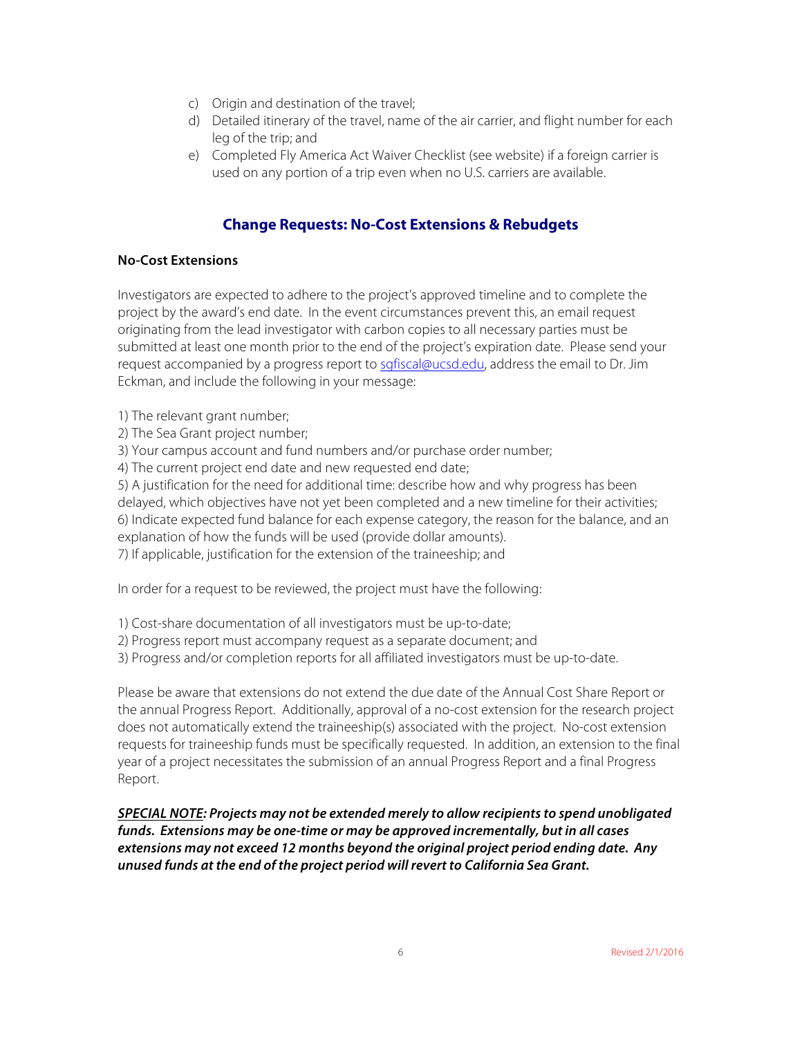c) Origin and destination of the travel;

d) Detailed itinerary of the travel, name of the air carrier, and flight number for each leg of the trip; and

e) Completed Fly America Act Waiver Checklist (see website) if a foreign carrier is used on any portion of a trip even when no U.S. carriers are available.

## Change Requests: No-Cost Extensions & Rebudgets

### No-Cost Extensions

Investigators are expected to adhere to the project's approved timeline and to complete the project by the award's end date. In the event circumstances prevent this, an email request originating from the lead investigator with carbon copies to all necessary parties must be submitted at least one month prior to the end of the project's expiration date. Please send your request accompanied by a progress report to sgfiscal@ucsd.edu, address the email to Dr. Jim Eckman, and include the following in your message:

1) The relevant grant number;
2) The Sea Grant project number;
3) Your campus account and fund numbers and/or purchase order number;
4) The current project end date and new requested end date;
5) A justification for the need for additional time: describe how and why progress has been delayed, which objectives have not yet been completed and a new timeline for their activities;
6) Indicate expected fund balance for each expense category, the reason for the balance, and an explanation of how the funds will be used (provide dollar amounts).
7) If applicable, justification for the extension of the traineeship; and

In order for a request to be reviewed, the project must have the following:

1) Cost-share documentation of all investigators must be up-to-date;
2) Progress report must accompany request as a separate document; and
3) Progress and/or completion reports for all affiliated investigators must be up-to-date.

Please be aware that extensions do not extend the due date of the Annual Cost Share Report or the annual Progress Report. Additionally, approval of a no-cost extension for the research project does not automatically extend the traineeship(s) associated with the project. No-cost extension requests for traineeship funds must be specifically requested. In addition, an extension to the final year of a project necessitates the submission of an annual Progress Report and a final Progress Report.

***SPECIAL NOTE*: Projects may not be extended merely to allow recipients to spend unobligated funds. Extensions may be one-time or may be approved incrementally, but in all cases extensions may not exceed 12 months beyond the original project period ending date. Any unused funds at the end of the project period will revert to California Sea Grant.**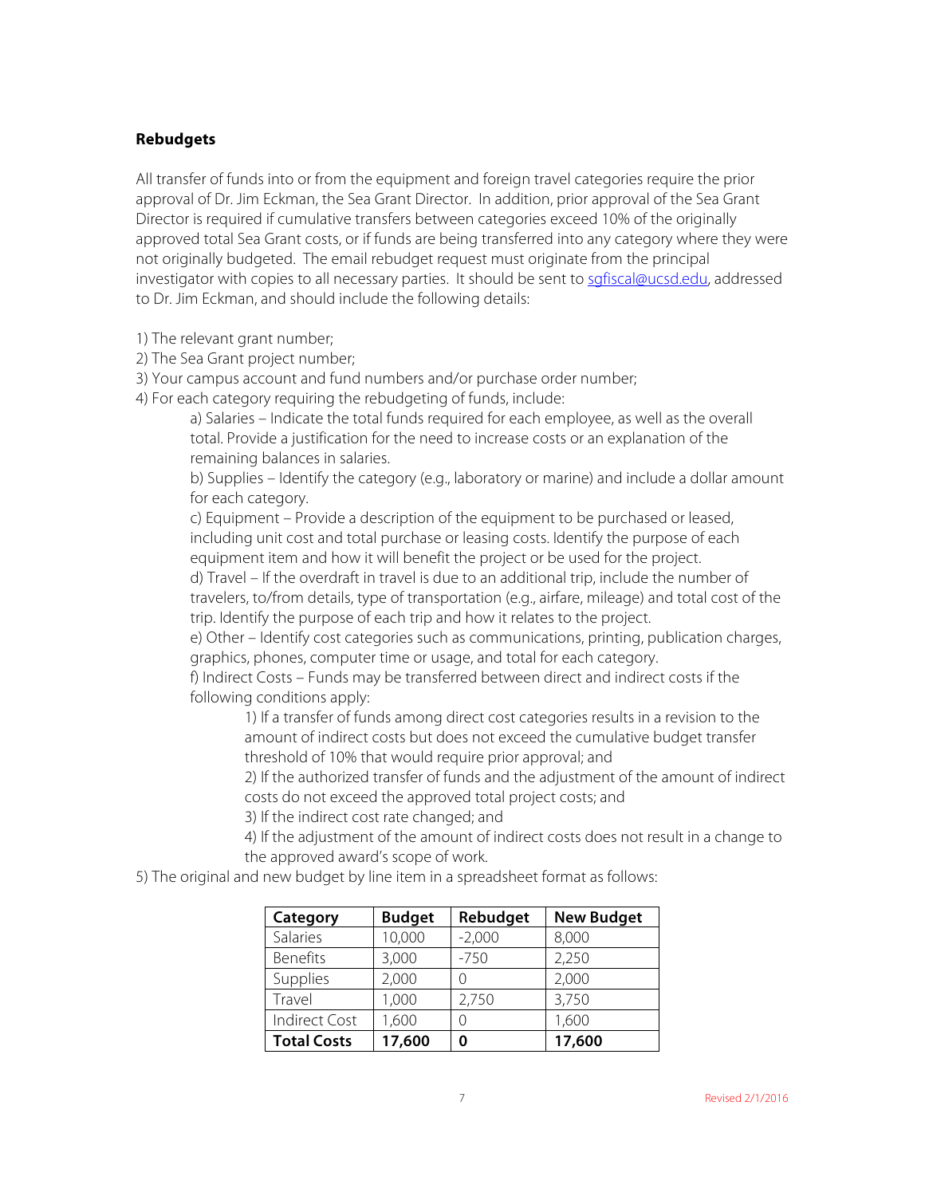## Rebudgets

All transfer of funds into or from the equipment and foreign travel categories require the prior approval of Dr. Jim Eckman, the Sea Grant Director. In addition, prior approval of the Sea Grant Director is required if cumulative transfers between categories exceed 10% of the originally approved total Sea Grant costs, or if funds are being transferred into any category where they were not originally budgeted. The email rebudget request must originate from the principal investigator with copies to all necessary parties. It should be sent to sgfiscal@ucsd.edu, addressed to Dr. Jim Eckman, and should include the following details:

1) The relevant grant number;
2) The Sea Grant project number;
3) Your campus account and fund numbers and/or purchase order number;
4) For each category requiring the rebudgeting of funds, include:
    - a) Salaries – Indicate the total funds required for each employee, as well as the overall total. Provide a justification for the need to increase costs or an explanation of the remaining balances in salaries.
    - b) Supplies – Identify the category (e.g., laboratory or marine) and include a dollar amount for each category.
    - c) Equipment – Provide a description of the equipment to be purchased or leased, including unit cost and total purchase or leasing costs. Identify the purpose of each equipment item and how it will benefit the project or be used for the project.
    - d) Travel – If the overdraft in travel is due to an additional trip, include the number of travelers, to/from details, type of transportation (e.g., airfare, mileage) and total cost of the trip. Identify the purpose of each trip and how it relates to the project.
    - e) Other – Identify cost categories such as communications, printing, publication charges, graphics, phones, computer time or usage, and total for each category.
    - f) Indirect Costs – Funds may be transferred between direct and indirect costs if the following conditions apply:
        - 1) If a transfer of funds among direct cost categories results in a revision to the amount of indirect costs but does not exceed the cumulative budget transfer threshold of 10% that would require prior approval; and
        - 2) If the authorized transfer of funds and the adjustment of the amount of indirect costs do not exceed the approved total project costs; and
        - 3) If the indirect cost rate changed; and
        - 4) If the adjustment of the amount of indirect costs does not result in a change to the approved award's scope of work.

5) The original and new budget by line item in a spreadsheet format as follows:

| Category | Budget | Rebudget | New Budget |
|---|---|---|---|
| Salaries | 10,000 | -2,000 | 8,000 |
| Benefits | 3,000 | -750 | 2,250 |
| Supplies | 2,000 | 0 | 2,000 |
| Travel | 1,000 | 2,750 | 3,750 |
| Indirect Cost | 1,600 | 0 | 1,600 |
| **Total Costs** | **17,600** | **0** | **17,600** |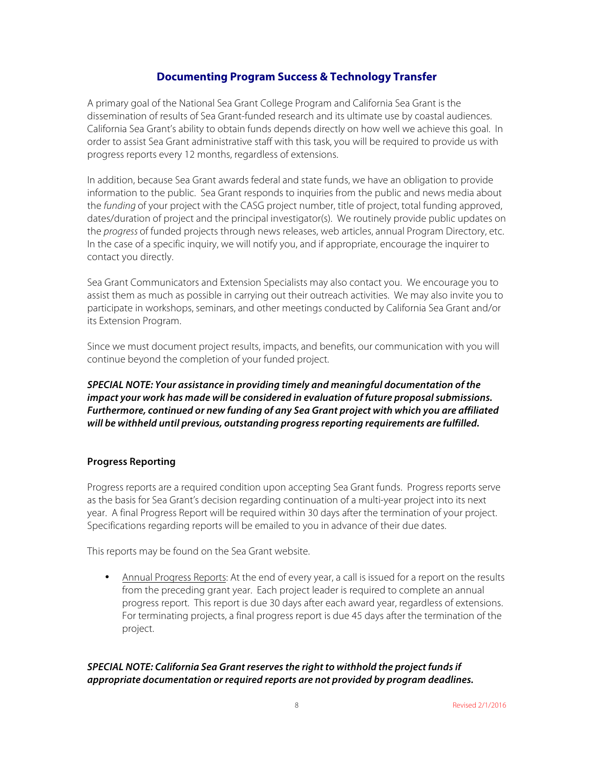## Documenting Program Success & Technology Transfer

A primary goal of the National Sea Grant College Program and California Sea Grant is the dissemination of results of Sea Grant-funded research and its ultimate use by coastal audiences. California Sea Grant's ability to obtain funds depends directly on how well we achieve this goal. In order to assist Sea Grant administrative staff with this task, you will be required to provide us with progress reports every 12 months, regardless of extensions.

In addition, because Sea Grant awards federal and state funds, we have an obligation to provide information to the public. Sea Grant responds to inquiries from the public and news media about the *funding* of your project with the CASG project number, title of project, total funding approved, dates/duration of project and the principal investigator(s). We routinely provide public updates on the *progress* of funded projects through news releases, web articles, annual Program Directory, etc. In the case of a specific inquiry, we will notify you, and if appropriate, encourage the inquirer to contact you directly.

Sea Grant Communicators and Extension Specialists may also contact you. We encourage you to assist them as much as possible in carrying out their outreach activities. We may also invite you to participate in workshops, seminars, and other meetings conducted by California Sea Grant and/or its Extension Program.

Since we must document project results, impacts, and benefits, our communication with you will continue beyond the completion of your funded project.

***SPECIAL NOTE: Your assistance in providing timely and meaningful documentation of the impact your work has made will be considered in evaluation of future proposal submissions. Furthermore, continued or new funding of any Sea Grant project with which you are affiliated will be withheld until previous, outstanding progress reporting requirements are fulfilled.***

### Progress Reporting

Progress reports are a required condition upon accepting Sea Grant funds. Progress reports serve as the basis for Sea Grant's decision regarding continuation of a multi-year project into its next year. A final Progress Report will be required within 30 days after the termination of your project. Specifications regarding reports will be emailed to you in advance of their due dates.

This reports may be found on the Sea Grant website.

- Annual Progress Reports: At the end of every year, a call is issued for a report on the results from the preceding grant year. Each project leader is required to complete an annual progress report. This report is due 30 days after each award year, regardless of extensions. For terminating projects, a final progress report is due 45 days after the termination of the project.

***SPECIAL NOTE: California Sea Grant reserves the right to withhold the project funds if appropriate documentation or required reports are not provided by program deadlines.***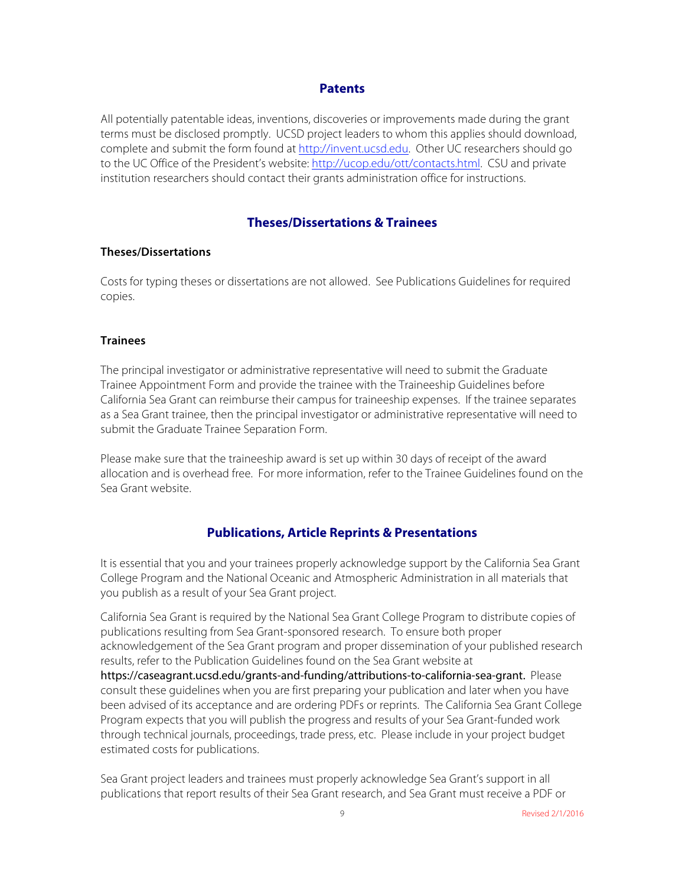## Patents

All potentially patentable ideas, inventions, discoveries or improvements made during the grant terms must be disclosed promptly. UCSD project leaders to whom this applies should download, complete and submit the form found at http://invent.ucsd.edu. Other UC researchers should go to the UC Office of the President's website: http://ucop.edu/ott/contacts.html. CSU and private institution researchers should contact their grants administration office for instructions.

## Theses/Dissertations & Trainees

### Theses/Dissertations

Costs for typing theses or dissertations are not allowed. See Publications Guidelines for required copies.

### Trainees

The principal investigator or administrative representative will need to submit the Graduate Trainee Appointment Form and provide the trainee with the Traineeship Guidelines before California Sea Grant can reimburse their campus for traineeship expenses. If the trainee separates as a Sea Grant trainee, then the principal investigator or administrative representative will need to submit the Graduate Trainee Separation Form.

Please make sure that the traineeship award is set up within 30 days of receipt of the award allocation and is overhead free. For more information, refer to the Trainee Guidelines found on the Sea Grant website.

## Publications, Article Reprints & Presentations

It is essential that you and your trainees properly acknowledge support by the California Sea Grant College Program and the National Oceanic and Atmospheric Administration in all materials that you publish as a result of your Sea Grant project.

California Sea Grant is required by the National Sea Grant College Program to distribute copies of publications resulting from Sea Grant-sponsored research. To ensure both proper acknowledgement of the Sea Grant program and proper dissemination of your published research results, refer to the Publication Guidelines found on the Sea Grant website at **https://caseagrant.ucsd.edu/grants-and-funding/attributions-to-california-sea-grant.** Please consult these guidelines when you are first preparing your publication and later when you have been advised of its acceptance and are ordering PDFs or reprints. The California Sea Grant College Program expects that you will publish the progress and results of your Sea Grant-funded work through technical journals, proceedings, trade press, etc. Please include in your project budget estimated costs for publications.

Sea Grant project leaders and trainees must properly acknowledge Sea Grant's support in all publications that report results of their Sea Grant research, and Sea Grant must receive a PDF or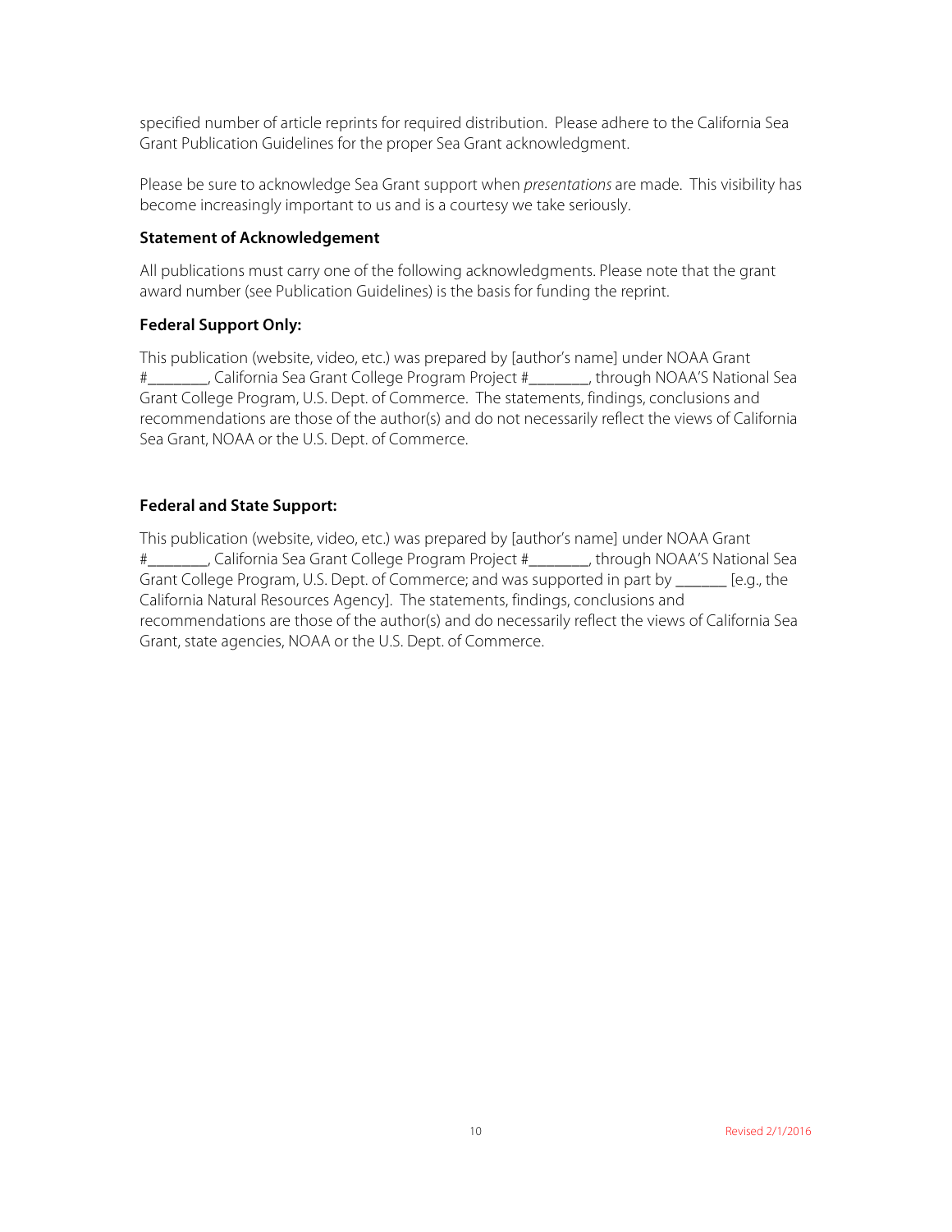specified number of article reprints for required distribution. Please adhere to the California Sea Grant Publication Guidelines for the proper Sea Grant acknowledgment.

Please be sure to acknowledge Sea Grant support when *presentations* are made. This visibility has become increasingly important to us and is a courtesy we take seriously.

**Statement of Acknowledgement**

All publications must carry one of the following acknowledgments. Please note that the grant award number (see Publication Guidelines) is the basis for funding the reprint.

**Federal Support Only:**

This publication (website, video, etc.) was prepared by [author's name] under NOAA Grant #________, California Sea Grant College Program Project #________, through NOAA'S National Sea Grant College Program, U.S. Dept. of Commerce. The statements, findings, conclusions and recommendations are those of the author(s) and do not necessarily reflect the views of California Sea Grant, NOAA or the U.S. Dept. of Commerce.

**Federal and State Support:**

This publication (website, video, etc.) was prepared by [author's name] under NOAA Grant #________, California Sea Grant College Program Project #________, through NOAA'S National Sea Grant College Program, U.S. Dept. of Commerce; and was supported in part by _______ [e.g., the California Natural Resources Agency]. The statements, findings, conclusions and recommendations are those of the author(s) and do necessarily reflect the views of California Sea Grant, state agencies, NOAA or the U.S. Dept. of Commerce.

Revised 2/1/2016